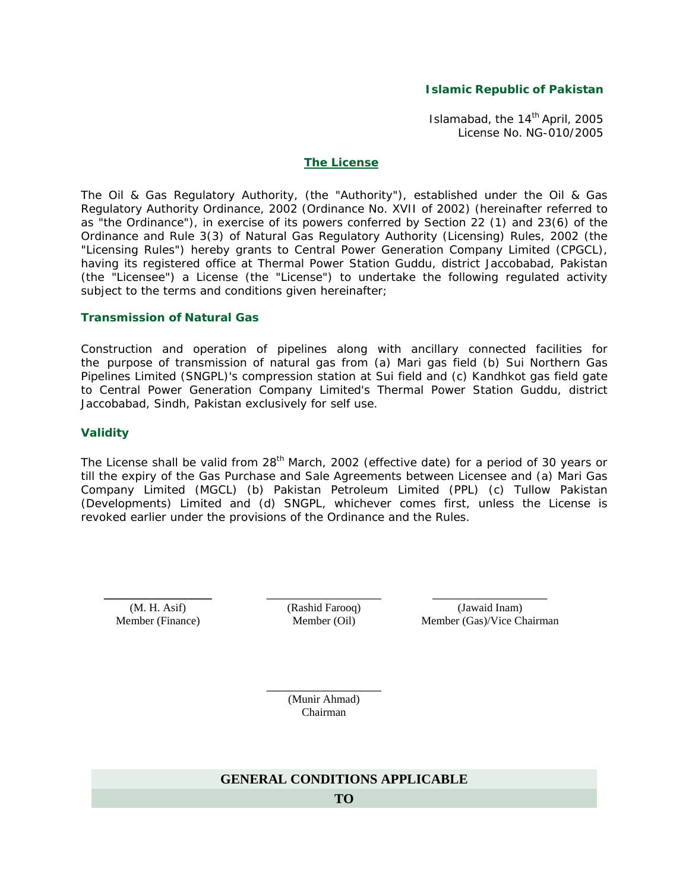**Islamic Republic of Pakistan**

Islamabad, the 14th April, 2005
License No. NG-010/2005

## The License

The Oil & Gas Regulatory Authority, (the "Authority"), established under the Oil & Gas Regulatory Authority Ordinance, 2002 (Ordinance No. XVII of 2002) (hereinafter referred to as "the Ordinance"), in exercise of its powers conferred by Section 22 (1) and 23(6) of the Ordinance and Rule 3(3) of Natural Gas Regulatory Authority (Licensing) Rules, 2002 (the "Licensing Rules") hereby grants to Central Power Generation Company Limited (CPGCL), having its registered office at Thermal Power Station Guddu, district Jaccobabad, Pakistan (the "Licensee") a License (the "License") to undertake the following regulated activity subject to the terms and conditions given hereinafter;

### Transmission of Natural Gas

Construction and operation of pipelines along with ancillary connected facilities for the purpose of transmission of natural gas from (a) Mari gas field (b) Sui Northern Gas Pipelines Limited (SNGPL)'s compression station at Sui field and (c) Kandhkot gas field gate to Central Power Generation Company Limited's Thermal Power Station Guddu, district Jaccobabad, Sindh, Pakistan exclusively for self use.

### Validity

The License shall be valid from 28th March, 2002 (effective date) for a period of 30 years or till the expiry of the Gas Purchase and Sale Agreements between Licensee and (a) Mari Gas Company Limited (MGCL) (b) Pakistan Petroleum Limited (PPL) (c) Tullow Pakistan (Developments) Limited and (d) SNGPL, whichever comes first, unless the License is revoked earlier under the provisions of the Ordinance and the Rules.

| (M. H. Asif) | (Rashid Farooq) | (Jawaid Inam) |
|---|---|---|
| Member (Finance) | Member (Oil) | Member (Gas)/Vice Chairman |

(Munir Ahmad)
Chairman

**GENERAL CONDITIONS APPLICABLE**

**TO**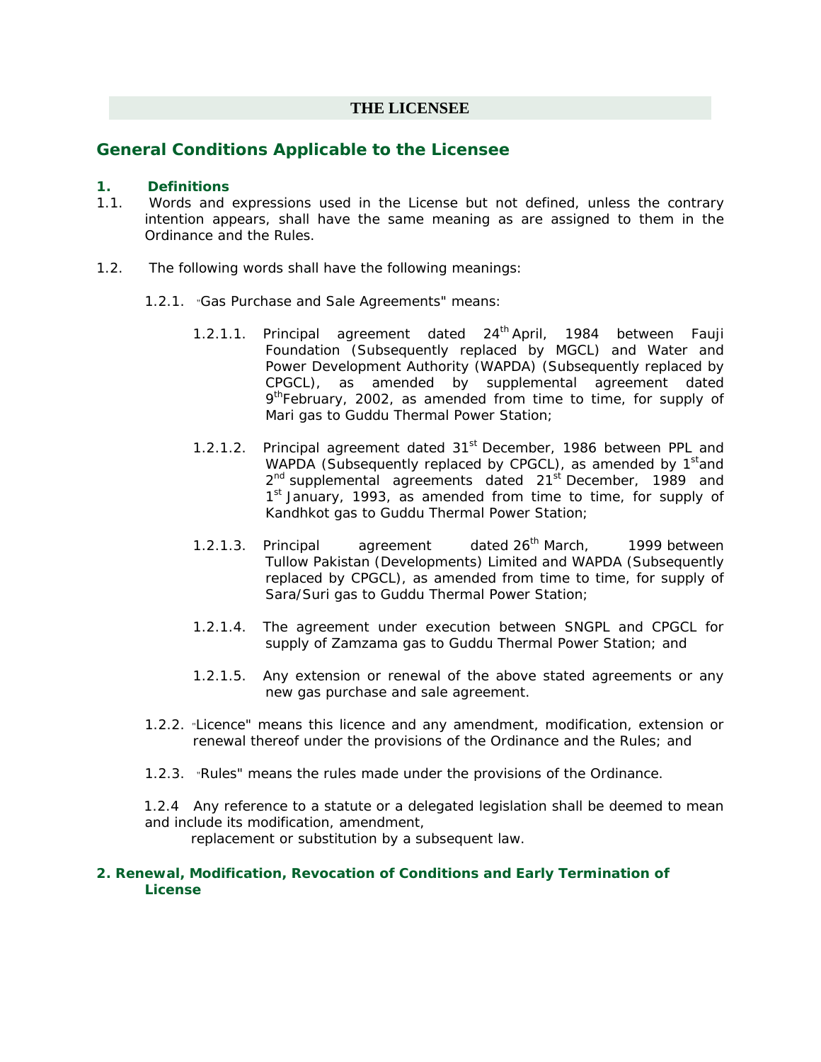## THE LICENSEE

## General Conditions Applicable to the Licensee

### 1. Definitions

1.1. Words and expressions used in the License but not defined, unless the contrary intention appears, shall have the same meaning as are assigned to them in the Ordinance and the Rules.

1.2. The following words shall have the following meanings:

1.2.1. "Gas Purchase and Sale Agreements" means:

1.2.1.1. Principal agreement dated 24th April, 1984 between Fauji Foundation (Subsequently replaced by MGCL) and Water and Power Development Authority (WAPDA) (Subsequently replaced by CPGCL), as amended by supplemental agreement dated 9th February, 2002, as amended from time to time, for supply of Mari gas to Guddu Thermal Power Station;

1.2.1.2. Principal agreement dated 31st December, 1986 between PPL and WAPDA (Subsequently replaced by CPGCL), as amended by 1st and 2nd supplemental agreements dated 21st December, 1989 and 1st January, 1993, as amended from time to time, for supply of Kandhkot gas to Guddu Thermal Power Station;

1.2.1.3. Principal agreement dated 26th March, 1999 between Tullow Pakistan (Developments) Limited and WAPDA (Subsequently replaced by CPGCL), as amended from time to time, for supply of Sara/Suri gas to Guddu Thermal Power Station;

1.2.1.4. The agreement under execution between SNGPL and CPGCL for supply of Zamzama gas to Guddu Thermal Power Station; and

1.2.1.5. Any extension or renewal of the above stated agreements or any new gas purchase and sale agreement.

1.2.2. "Licence" means this licence and any amendment, modification, extension or renewal thereof under the provisions of the Ordinance and the Rules; and

1.2.3. "Rules" means the rules made under the provisions of the Ordinance.

1.2.4 Any reference to a statute or a delegated legislation shall be deemed to mean and include its modification, amendment, replacement or substitution by a subsequent law.

### 2. Renewal, Modification, Revocation of Conditions and Early Termination of License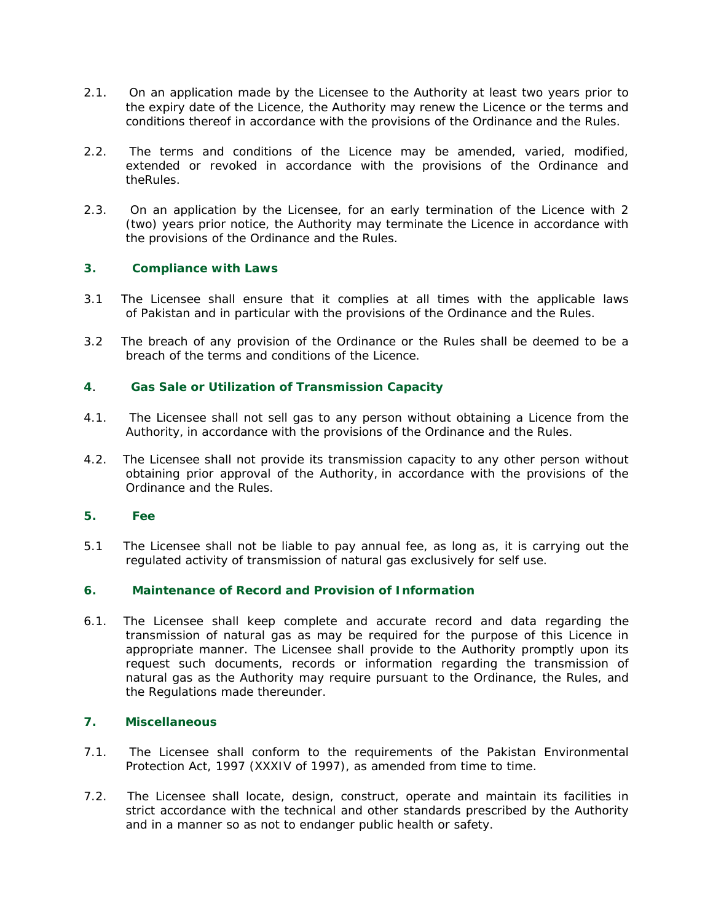2.1. On an application made by the Licensee to the Authority at least two years prior to the expiry date of the Licence, the Authority may renew the Licence or the terms and conditions thereof in accordance with the provisions of the Ordinance and the Rules.

2.2. The terms and conditions of the Licence may be amended, varied, modified, extended or revoked in accordance with the provisions of the Ordinance and theRules.

2.3. On an application by the Licensee, for an early termination of the Licence with 2 (two) years prior notice, the Authority may terminate the Licence in accordance with the provisions of the Ordinance and the Rules.

## 3. Compliance with Laws

3.1 The Licensee shall ensure that it complies at all times with the applicable laws of Pakistan and in particular with the provisions of the Ordinance and the Rules.

3.2 The breach of any provision of the Ordinance or the Rules shall be deemed to be a breach of the terms and conditions of the Licence.

## 4. Gas Sale or Utilization of Transmission Capacity

4.1. The Licensee shall not sell gas to any person without obtaining a Licence from the Authority, in accordance with the provisions of the Ordinance and the Rules.

4.2. The Licensee shall not provide its transmission capacity to any other person without obtaining prior approval of the Authority, in accordance with the provisions of the Ordinance and the Rules.

## 5. Fee

5.1 The Licensee shall not be liable to pay annual fee, as long as, it is carrying out the regulated activity of transmission of natural gas exclusively for self use.

## 6. Maintenance of Record and Provision of Information

6.1. The Licensee shall keep complete and accurate record and data regarding the transmission of natural gas as may be required for the purpose of this Licence in appropriate manner. The Licensee shall provide to the Authority promptly upon its request such documents, records or information regarding the transmission of natural gas as the Authority may require pursuant to the Ordinance, the Rules, and the Regulations made thereunder.

## 7. Miscellaneous

7.1. The Licensee shall conform to the requirements of the Pakistan Environmental Protection Act, 1997 (XXXIV of 1997), as amended from time to time.

7.2. The Licensee shall locate, design, construct, operate and maintain its facilities in strict accordance with the technical and other standards prescribed by the Authority and in a manner so as not to endanger public health or safety.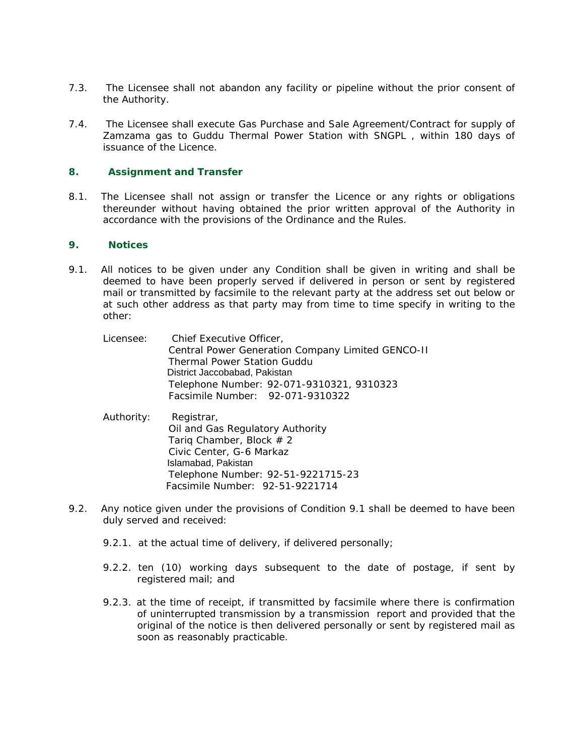7.3. The Licensee shall not abandon any facility or pipeline without the prior consent of the Authority.

7.4. The Licensee shall execute Gas Purchase and Sale Agreement/Contract for supply of Zamzama gas to Guddu Thermal Power Station with SNGPL , within 180 days of issuance of the Licence.

## 8. Assignment and Transfer

8.1. The Licensee shall not assign or transfer the Licence or any rights or obligations thereunder without having obtained the prior written approval of the Authority in accordance with the provisions of the Ordinance and the Rules.

## 9. Notices

9.1. All notices to be given under any Condition shall be given in writing and shall be deemed to have been properly served if delivered in person or sent by registered mail or transmitted by facsimile to the relevant party at the address set out below or at such other address as that party may from time to time specify in writing to the other:

Licensee: Chief Executive Officer,
Central Power Generation Company Limited GENCO-II
Thermal Power Station Guddu
District Jaccobabad, Pakistan
Telephone Number: 92-071-9310321, 9310323
Facsimile Number: 92-071-9310322

Authority: Registrar,
Oil and Gas Regulatory Authority
Tariq Chamber, Block # 2
Civic Center, G-6 Markaz
Islamabad, Pakistan
Telephone Number: 92-51-9221715-23
Facsimile Number: 92-51-9221714

9.2. Any notice given under the provisions of Condition 9.1 shall be deemed to have been duly served and received:

9.2.1. at the actual time of delivery, if delivered personally;

9.2.2. ten (10) working days subsequent to the date of postage, if sent by registered mail; and

9.2.3. at the time of receipt, if transmitted by facsimile where there is confirmation of uninterrupted transmission by a transmission report and provided that the original of the notice is then delivered personally or sent by registered mail as soon as reasonably practicable.